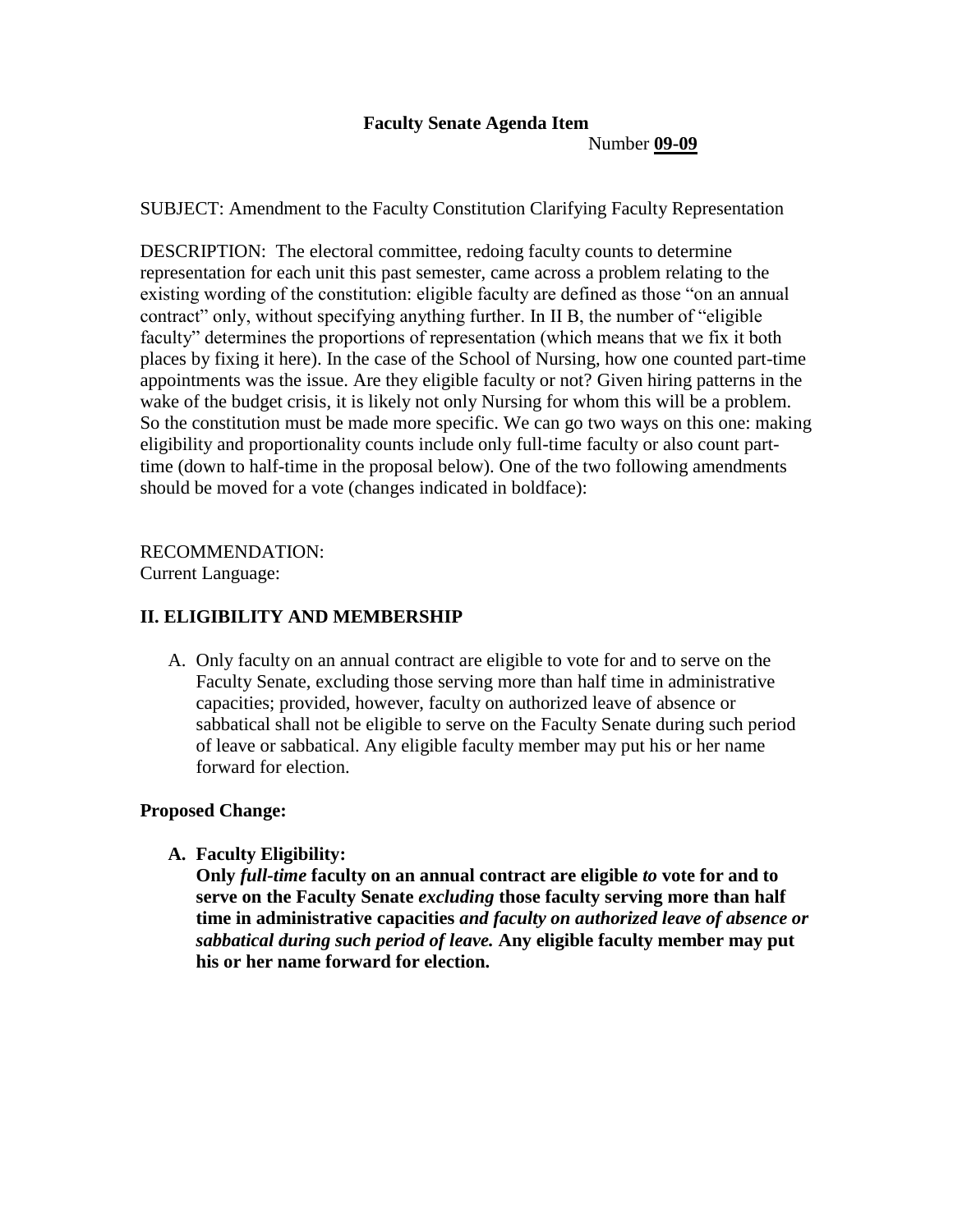**Faculty Senate Agenda Item**

Number **<u>09-09</u>**

SUBJECT: Amendment to the Faculty Constitution Clarifying Faculty Representation

DESCRIPTION: The electoral committee, redoing faculty counts to determine representation for each unit this past semester, came across a problem relating to the existing wording of the constitution: eligible faculty are defined as those "on an annual contract" only, without specifying anything further. In II B, the number of "eligible faculty" determines the proportions of representation (which means that we fix it both places by fixing it here). In the case of the School of Nursing, how one counted part-time appointments was the issue. Are they eligible faculty or not? Given hiring patterns in the wake of the budget crisis, it is likely not only Nursing for whom this will be a problem. So the constitution must be made more specific. We can go two ways on this one: making eligibility and proportionality counts include only full-time faculty or also count part-time (down to half-time in the proposal below). One of the two following amendments should be moved for a vote (changes indicated in boldface):

RECOMMENDATION:
Current Language:

## II. ELIGIBILITY AND MEMBERSHIP

A. Only faculty on an annual contract are eligible to vote for and to serve on the Faculty Senate, excluding those serving more than half time in administrative capacities; provided, however, faculty on authorized leave of absence or sabbatical shall not be eligible to serve on the Faculty Senate during such period of leave or sabbatical. Any eligible faculty member may put his or her name forward for election.

**Proposed Change:**

**A. Faculty Eligibility:**
**Only *full-time* faculty on an annual contract are eligible *to* vote for and to serve on the Faculty Senate *excluding* those faculty serving more than half time in administrative capacities *and faculty on authorized leave of absence or sabbatical during such period of leave.* Any eligible faculty member may put his or her name forward for election.**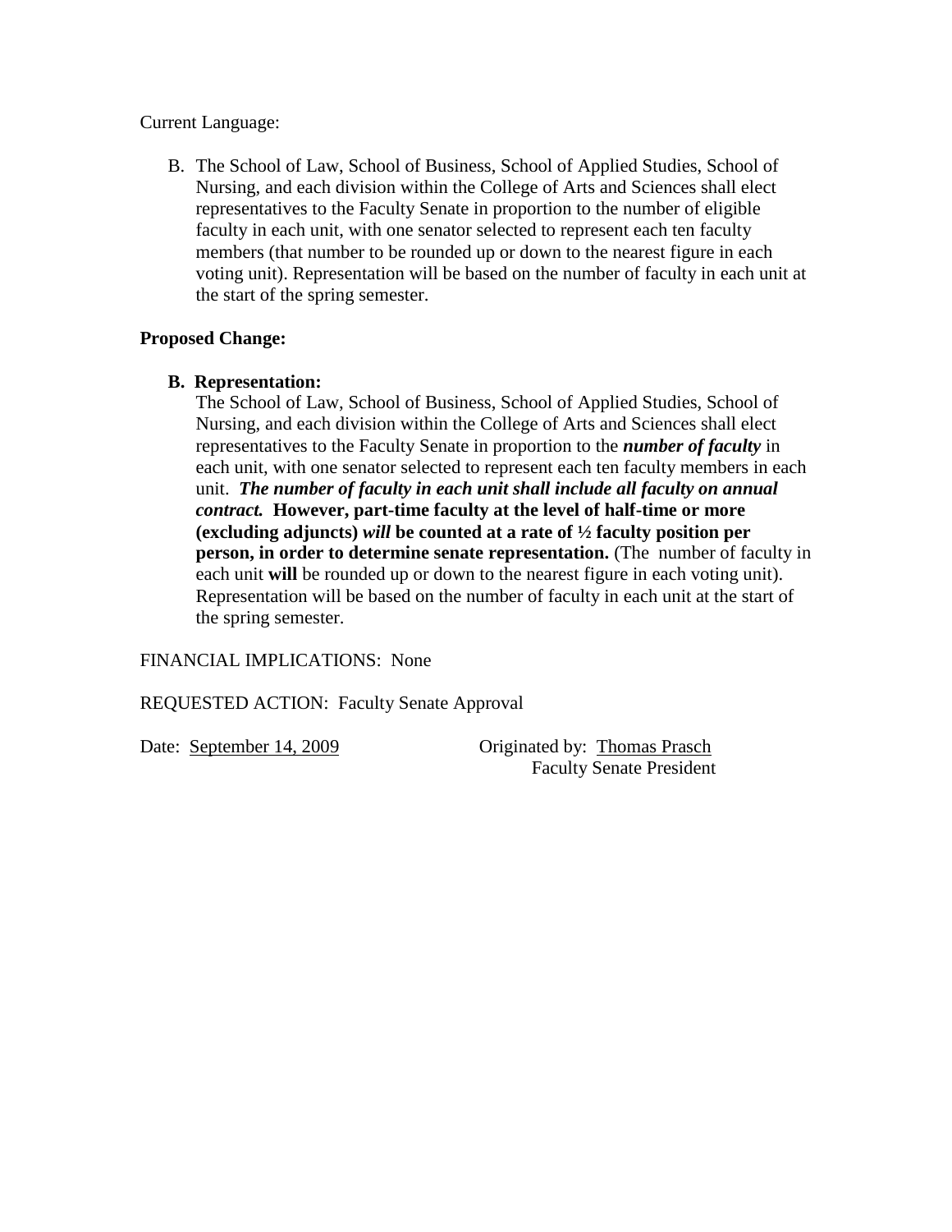Current Language:

B. The School of Law, School of Business, School of Applied Studies, School of Nursing, and each division within the College of Arts and Sciences shall elect representatives to the Faculty Senate in proportion to the number of eligible faculty in each unit, with one senator selected to represent each ten faculty members (that number to be rounded up or down to the nearest figure in each voting unit). Representation will be based on the number of faculty in each unit at the start of the spring semester.

**Proposed Change:**

**B. Representation:**
The School of Law, School of Business, School of Applied Studies, School of Nursing, and each division within the College of Arts and Sciences shall elect representatives to the Faculty Senate in proportion to the ***number of faculty*** in each unit, with one senator selected to represent each ten faculty members in each unit. ***The number of faculty in each unit shall include all faculty on annual contract.*** **However, part-time faculty at the level of half-time or more (excluding adjuncts)** ***will*** **be counted at a rate of ½ faculty position per person, in order to determine senate representation.** (The number of faculty in each unit **will** be rounded up or down to the nearest figure in each voting unit). Representation will be based on the number of faculty in each unit at the start of the spring semester.

FINANCIAL IMPLICATIONS: None

REQUESTED ACTION: Faculty Senate Approval

Date: September 14, 2009

Originated by: Thomas Prasch
Faculty Senate President